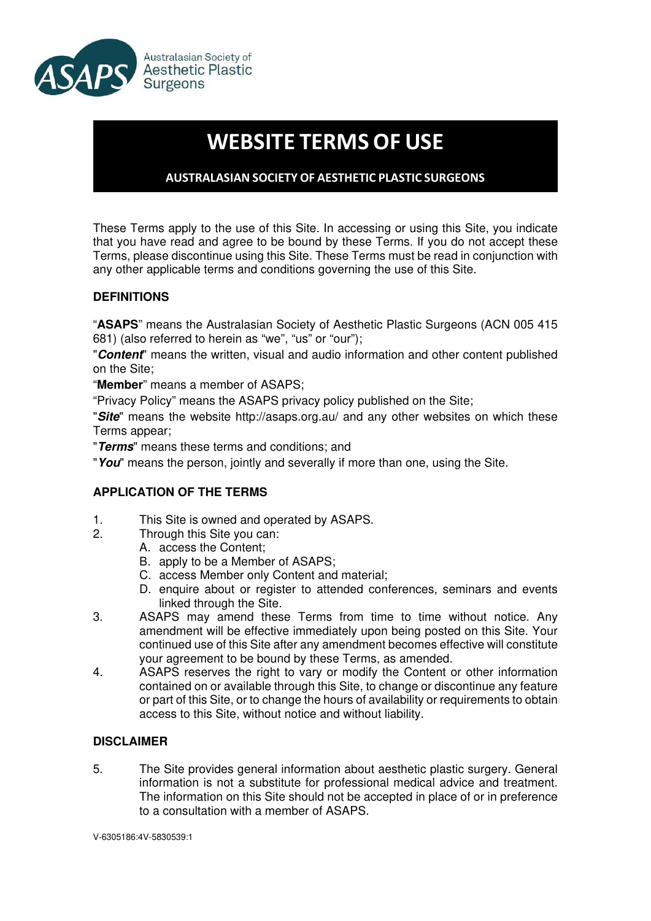Australasian Society of Aesthetic Plastic Surgeons

# WEBSITE TERMS OF USE

**AUSTRALASIAN SOCIETY OF AESTHETIC PLASTIC SURGEONS**

These Terms apply to the use of this Site. In accessing or using this Site, you indicate that you have read and agree to be bound by these Terms. If you do not accept these Terms, please discontinue using this Site. These Terms must be read in conjunction with any other applicable terms and conditions governing the use of this Site.

## DEFINITIONS

"**ASAPS**" means the Australasian Society of Aesthetic Plastic Surgeons (ACN 005 415 681) (also referred to herein as "we", "us" or "our");

"***Content***" means the written, visual and audio information and other content published on the Site;

"**Member**" means a member of ASAPS;

"Privacy Policy" means the ASAPS privacy policy published on the Site;

"***Site***" means the website http://asaps.org.au/ and any other websites on which these Terms appear;

"***Terms***" means these terms and conditions; and

"***You***" means the person, jointly and severally if more than one, using the Site.

## APPLICATION OF THE TERMS

1. This Site is owned and operated by ASAPS.
2. Through this Site you can:
   A. access the Content;
   B. apply to be a Member of ASAPS;
   C. access Member only Content and material;
   D. enquire about or register to attended conferences, seminars and events linked through the Site.
3. ASAPS may amend these Terms from time to time without notice. Any amendment will be effective immediately upon being posted on this Site. Your continued use of this Site after any amendment becomes effective will constitute your agreement to be bound by these Terms, as amended.
4. ASAPS reserves the right to vary or modify the Content or other information contained on or available through this Site, to change or discontinue any feature or part of this Site, or to change the hours of availability or requirements to obtain access to this Site, without notice and without liability.

## DISCLAIMER

5. The Site provides general information about aesthetic plastic surgery. General information is not a substitute for professional medical advice and treatment. The information on this Site should not be accepted in place of or in preference to a consultation with a member of ASAPS.

V-6305186:4V-5830539:1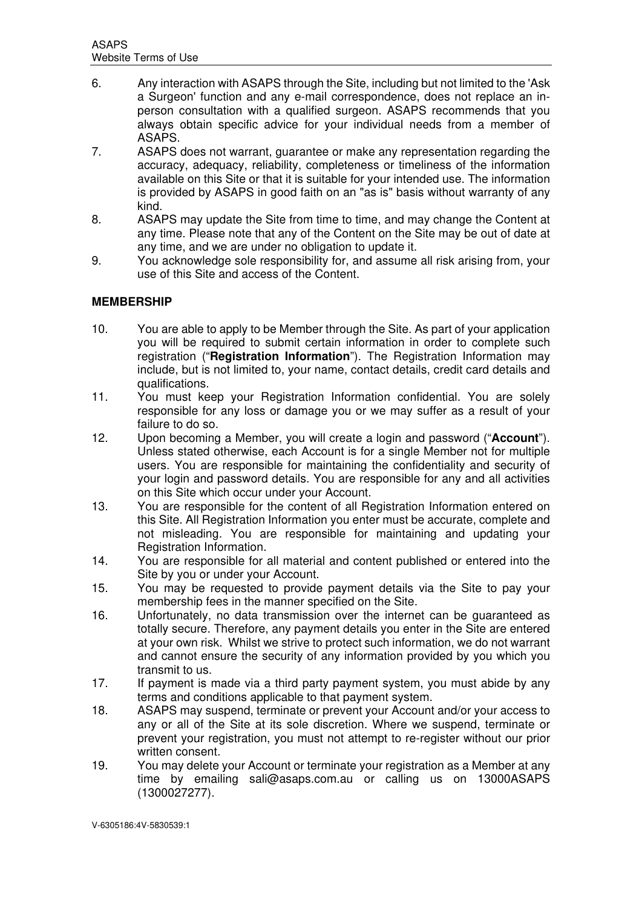6. Any interaction with ASAPS through the Site, including but not limited to the 'Ask a Surgeon' function and any e-mail correspondence, does not replace an in-person consultation with a qualified surgeon. ASAPS recommends that you always obtain specific advice for your individual needs from a member of ASAPS.
7. ASAPS does not warrant, guarantee or make any representation regarding the accuracy, adequacy, reliability, completeness or timeliness of the information available on this Site or that it is suitable for your intended use. The information is provided by ASAPS in good faith on an "as is" basis without warranty of any kind.
8. ASAPS may update the Site from time to time, and may change the Content at any time. Please note that any of the Content on the Site may be out of date at any time, and we are under no obligation to update it.
9. You acknowledge sole responsibility for, and assume all risk arising from, your use of this Site and access of the Content.

**MEMBERSHIP**

10. You are able to apply to be Member through the Site. As part of your application you will be required to submit certain information in order to complete such registration ("**Registration Information**"). The Registration Information may include, but is not limited to, your name, contact details, credit card details and qualifications.
11. You must keep your Registration Information confidential. You are solely responsible for any loss or damage you or we may suffer as a result of your failure to do so.
12. Upon becoming a Member, you will create a login and password ("**Account**"). Unless stated otherwise, each Account is for a single Member not for multiple users. You are responsible for maintaining the confidentiality and security of your login and password details. You are responsible for any and all activities on this Site which occur under your Account.
13. You are responsible for the content of all Registration Information entered on this Site. All Registration Information you enter must be accurate, complete and not misleading. You are responsible for maintaining and updating your Registration Information.
14. You are responsible for all material and content published or entered into the Site by you or under your Account.
15. You may be requested to provide payment details via the Site to pay your membership fees in the manner specified on the Site.
16. Unfortunately, no data transmission over the internet can be guaranteed as totally secure. Therefore, any payment details you enter in the Site are entered at your own risk. Whilst we strive to protect such information, we do not warrant and cannot ensure the security of any information provided by you which you transmit to us.
17. If payment is made via a third party payment system, you must abide by any terms and conditions applicable to that payment system.
18. ASAPS may suspend, terminate or prevent your Account and/or your access to any or all of the Site at its sole discretion. Where we suspend, terminate or prevent your registration, you must not attempt to re-register without our prior written consent.
19. You may delete your Account or terminate your registration as a Member at any time by emailing sali@asaps.com.au or calling us on 13000ASAPS (1300027277).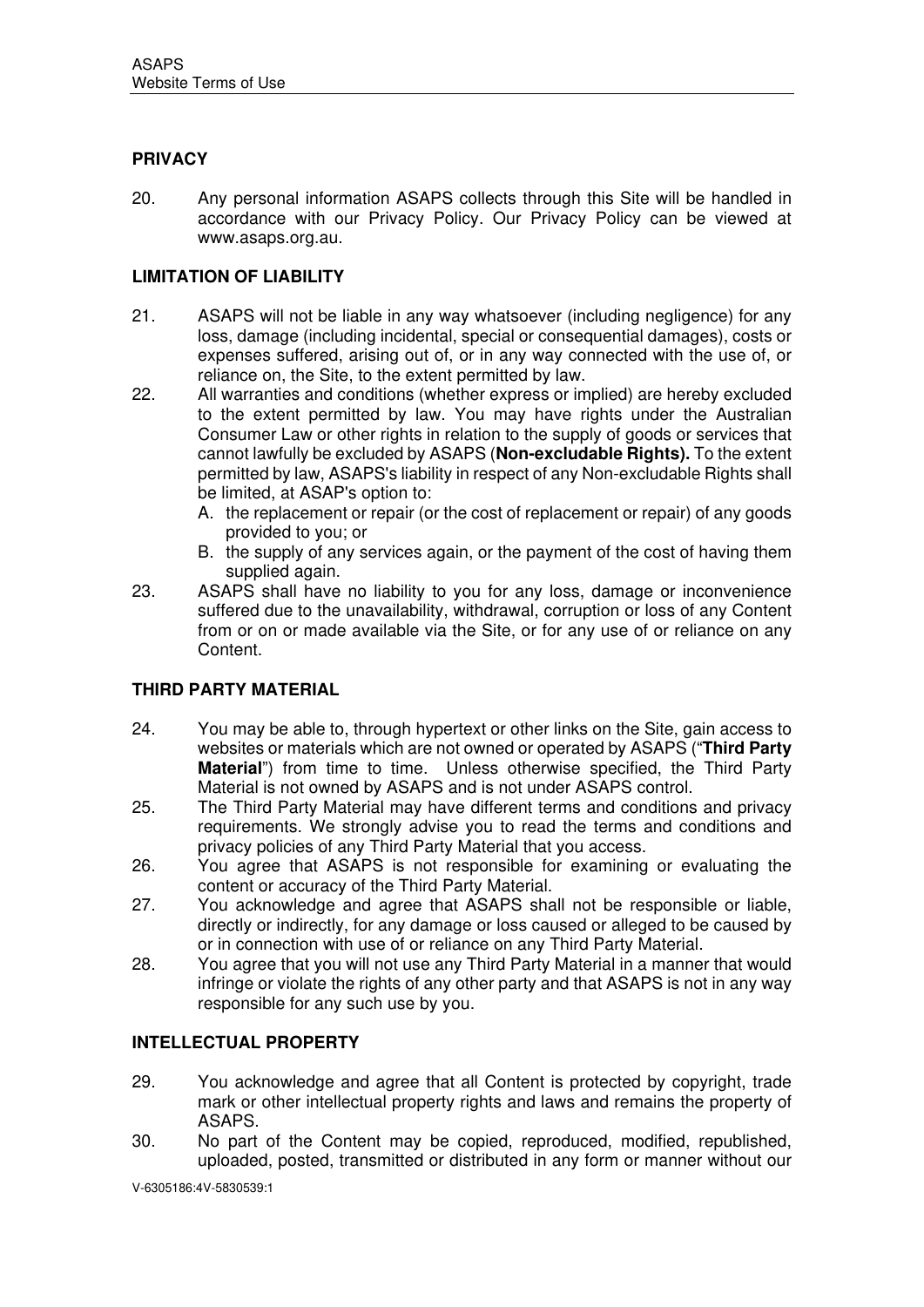## PRIVACY

20. Any personal information ASAPS collects through this Site will be handled in accordance with our Privacy Policy. Our Privacy Policy can be viewed at www.asaps.org.au.

## LIMITATION OF LIABILITY

21. ASAPS will not be liable in any way whatsoever (including negligence) for any loss, damage (including incidental, special or consequential damages), costs or expenses suffered, arising out of, or in any way connected with the use of, or reliance on, the Site, to the extent permitted by law.
22. All warranties and conditions (whether express or implied) are hereby excluded to the extent permitted by law. You may have rights under the Australian Consumer Law or other rights in relation to the supply of goods or services that cannot lawfully be excluded by ASAPS (**Non-excludable Rights).** To the extent permitted by law, ASAPS's liability in respect of any Non-excludable Rights shall be limited, at ASAP's option to:
    A. the replacement or repair (or the cost of replacement or repair) of any goods provided to you; or
    B. the supply of any services again, or the payment of the cost of having them supplied again.
23. ASAPS shall have no liability to you for any loss, damage or inconvenience suffered due to the unavailability, withdrawal, corruption or loss of any Content from or on or made available via the Site, or for any use of or reliance on any Content.

## THIRD PARTY MATERIAL

24. You may be able to, through hypertext or other links on the Site, gain access to websites or materials which are not owned or operated by ASAPS ("**Third Party Material**") from time to time. Unless otherwise specified, the Third Party Material is not owned by ASAPS and is not under ASAPS control.
25. The Third Party Material may have different terms and conditions and privacy requirements. We strongly advise you to read the terms and conditions and privacy policies of any Third Party Material that you access.
26. You agree that ASAPS is not responsible for examining or evaluating the content or accuracy of the Third Party Material.
27. You acknowledge and agree that ASAPS shall not be responsible or liable, directly or indirectly, for any damage or loss caused or alleged to be caused by or in connection with use of or reliance on any Third Party Material.
28. You agree that you will not use any Third Party Material in a manner that would infringe or violate the rights of any other party and that ASAPS is not in any way responsible for any such use by you.

## INTELLECTUAL PROPERTY

29. You acknowledge and agree that all Content is protected by copyright, trade mark or other intellectual property rights and laws and remains the property of ASAPS.
30. No part of the Content may be copied, reproduced, modified, republished, uploaded, posted, transmitted or distributed in any form or manner without our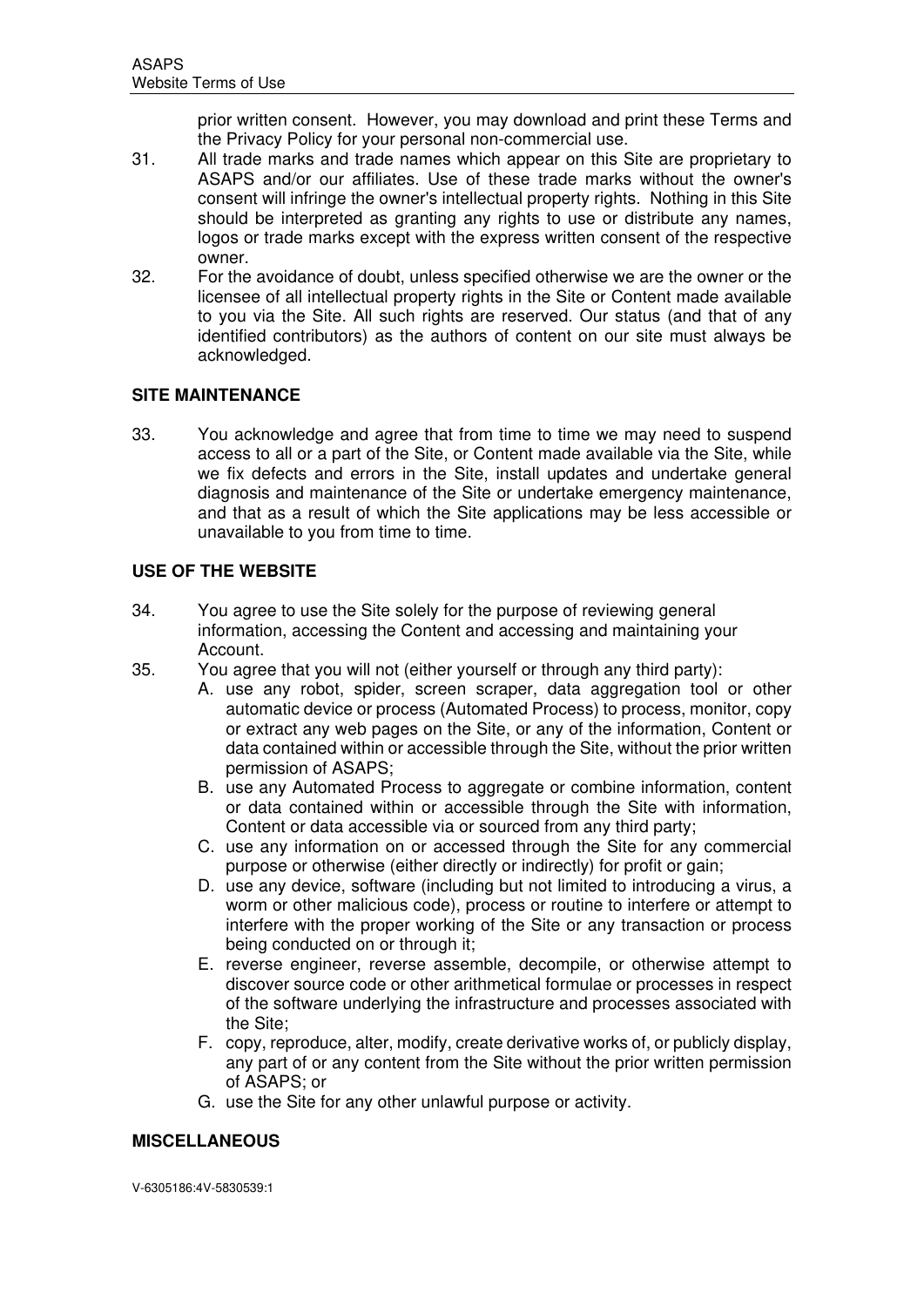prior written consent. However, you may download and print these Terms and the Privacy Policy for your personal non-commercial use.

31. All trade marks and trade names which appear on this Site are proprietary to ASAPS and/or our affiliates. Use of these trade marks without the owner's consent will infringe the owner's intellectual property rights. Nothing in this Site should be interpreted as granting any rights to use or distribute any names, logos or trade marks except with the express written consent of the respective owner.
32. For the avoidance of doubt, unless specified otherwise we are the owner or the licensee of all intellectual property rights in the Site or Content made available to you via the Site. All such rights are reserved. Our status (and that of any identified contributors) as the authors of content on our site must always be acknowledged.

**SITE MAINTENANCE**

33. You acknowledge and agree that from time to time we may need to suspend access to all or a part of the Site, or Content made available via the Site, while we fix defects and errors in the Site, install updates and undertake general diagnosis and maintenance of the Site or undertake emergency maintenance, and that as a result of which the Site applications may be less accessible or unavailable to you from time to time.

**USE OF THE WEBSITE**

34. You agree to use the Site solely for the purpose of reviewing general information, accessing the Content and accessing and maintaining your Account.
35. You agree that you will not (either yourself or through any third party):
    A. use any robot, spider, screen scraper, data aggregation tool or other automatic device or process (Automated Process) to process, monitor, copy or extract any web pages on the Site, or any of the information, Content or data contained within or accessible through the Site, without the prior written permission of ASAPS;
    B. use any Automated Process to aggregate or combine information, content or data contained within or accessible through the Site with information, Content or data accessible via or sourced from any third party;
    C. use any information on or accessed through the Site for any commercial purpose or otherwise (either directly or indirectly) for profit or gain;
    D. use any device, software (including but not limited to introducing a virus, a worm or other malicious code), process or routine to interfere or attempt to interfere with the proper working of the Site or any transaction or process being conducted on or through it;
    E. reverse engineer, reverse assemble, decompile, or otherwise attempt to discover source code or other arithmetical formulae or processes in respect of the software underlying the infrastructure and processes associated with the Site;
    F. copy, reproduce, alter, modify, create derivative works of, or publicly display, any part of or any content from the Site without the prior written permission of ASAPS; or
    G. use the Site for any other unlawful purpose or activity.

**MISCELLANEOUS**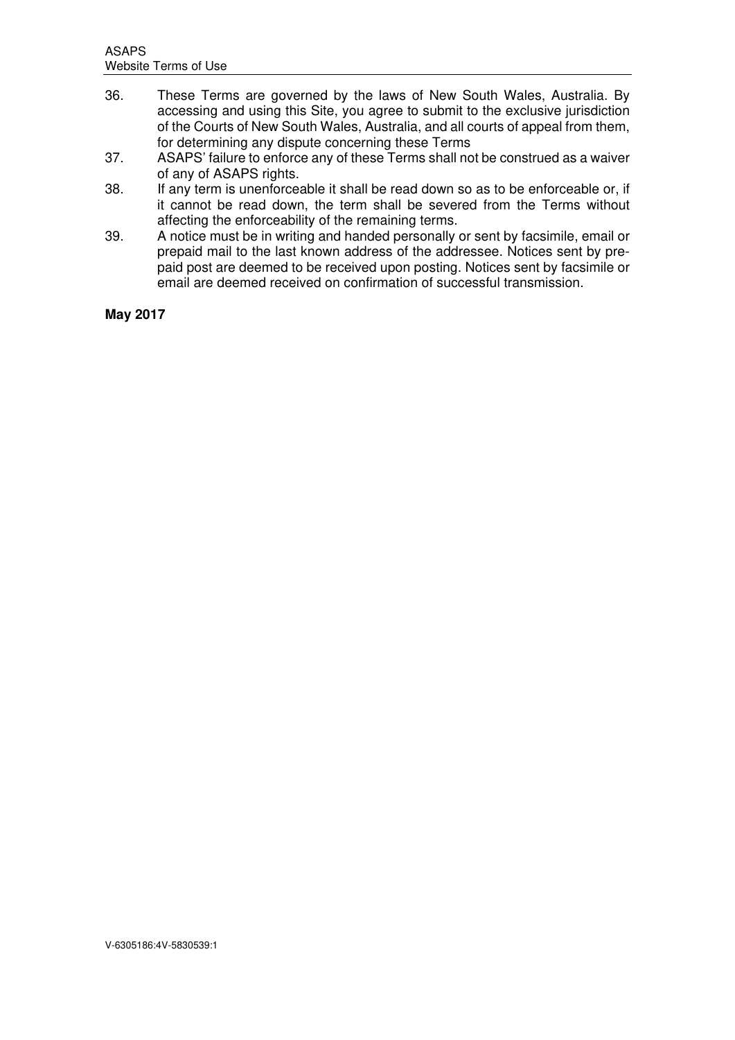36. These Terms are governed by the laws of New South Wales, Australia. By accessing and using this Site, you agree to submit to the exclusive jurisdiction of the Courts of New South Wales, Australia, and all courts of appeal from them, for determining any dispute concerning these Terms
37. ASAPS' failure to enforce any of these Terms shall not be construed as a waiver of any of ASAPS rights.
38. If any term is unenforceable it shall be read down so as to be enforceable or, if it cannot be read down, the term shall be severed from the Terms without affecting the enforceability of the remaining terms.
39. A notice must be in writing and handed personally or sent by facsimile, email or prepaid mail to the last known address of the addressee. Notices sent by pre-paid post are deemed to be received upon posting. Notices sent by facsimile or email are deemed received on confirmation of successful transmission.

**May 2017**